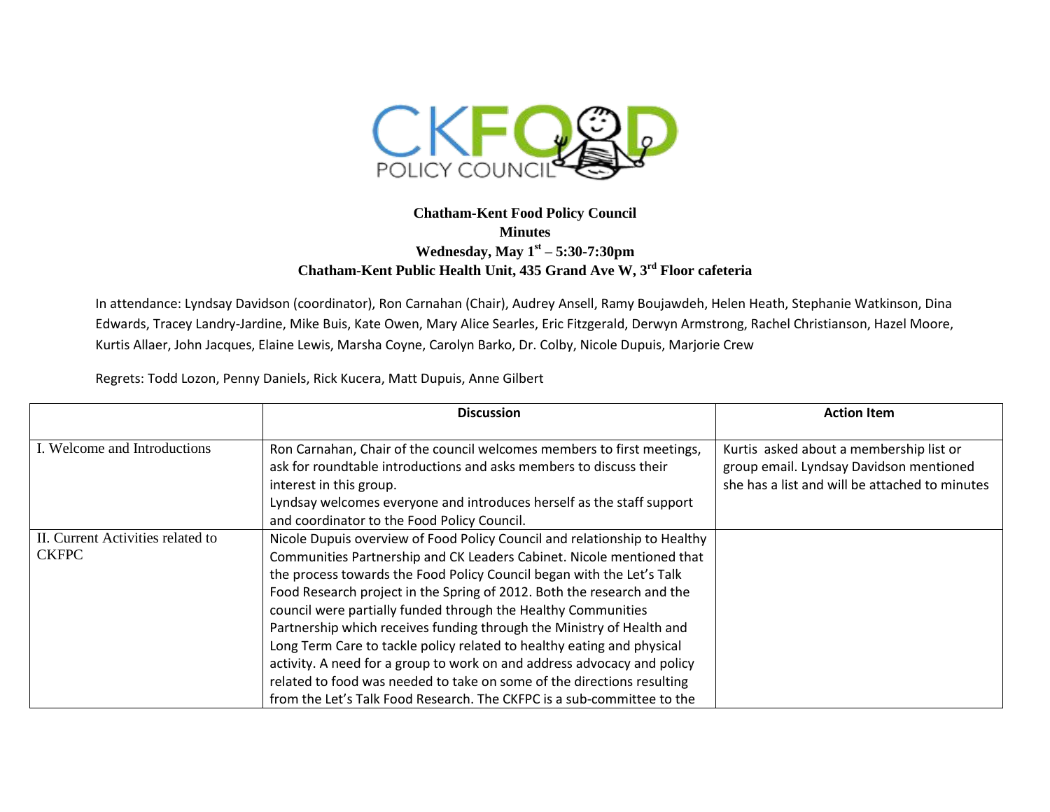**Chatham-Kent Food Policy Council**
**Minutes**
**Wednesday, May 1st – 5:30-7:30pm**
**Chatham-Kent Public Health Unit, 435 Grand Ave W, 3rd Floor cafeteria**

In attendance: Lyndsay Davidson (coordinator), Ron Carnahan (Chair), Audrey Ansell, Ramy Boujawdeh, Helen Heath, Stephanie Watkinson, Dina Edwards, Tracey Landry-Jardine, Mike Buis, Kate Owen, Mary Alice Searles, Eric Fitzgerald, Derwyn Armstrong, Rachel Christianson, Hazel Moore, Kurtis Allaer, John Jacques, Elaine Lewis, Marsha Coyne, Carolyn Barko, Dr. Colby, Nicole Dupuis, Marjorie Crew

Regrets: Todd Lozon, Penny Daniels, Rick Kucera, Matt Dupuis, Anne Gilbert

| | Discussion | Action Item |
|---|---|---|
| I. Welcome and Introductions | Ron Carnahan, Chair of the council welcomes members to first meetings, ask for roundtable introductions and asks members to discuss their interest in this group.<br>Lyndsay welcomes everyone and introduces herself as the staff support and coordinator to the Food Policy Council. | Kurtis asked about a membership list or group email. Lyndsay Davidson mentioned she has a list and will be attached to minutes |
| II. Current Activities related to CKFPC | Nicole Dupuis overview of Food Policy Council and relationship to Healthy Communities Partnership and CK Leaders Cabinet. Nicole mentioned that the process towards the Food Policy Council began with the Let's Talk Food Research project in the Spring of 2012. Both the research and the council were partially funded through the Healthy Communities Partnership which receives funding through the Ministry of Health and Long Term Care to tackle policy related to healthy eating and physical activity. A need for a group to work on and address advocacy and policy related to food was needed to take on some of the directions resulting from the Let's Talk Food Research. The CKFPC is a sub-committee to the | |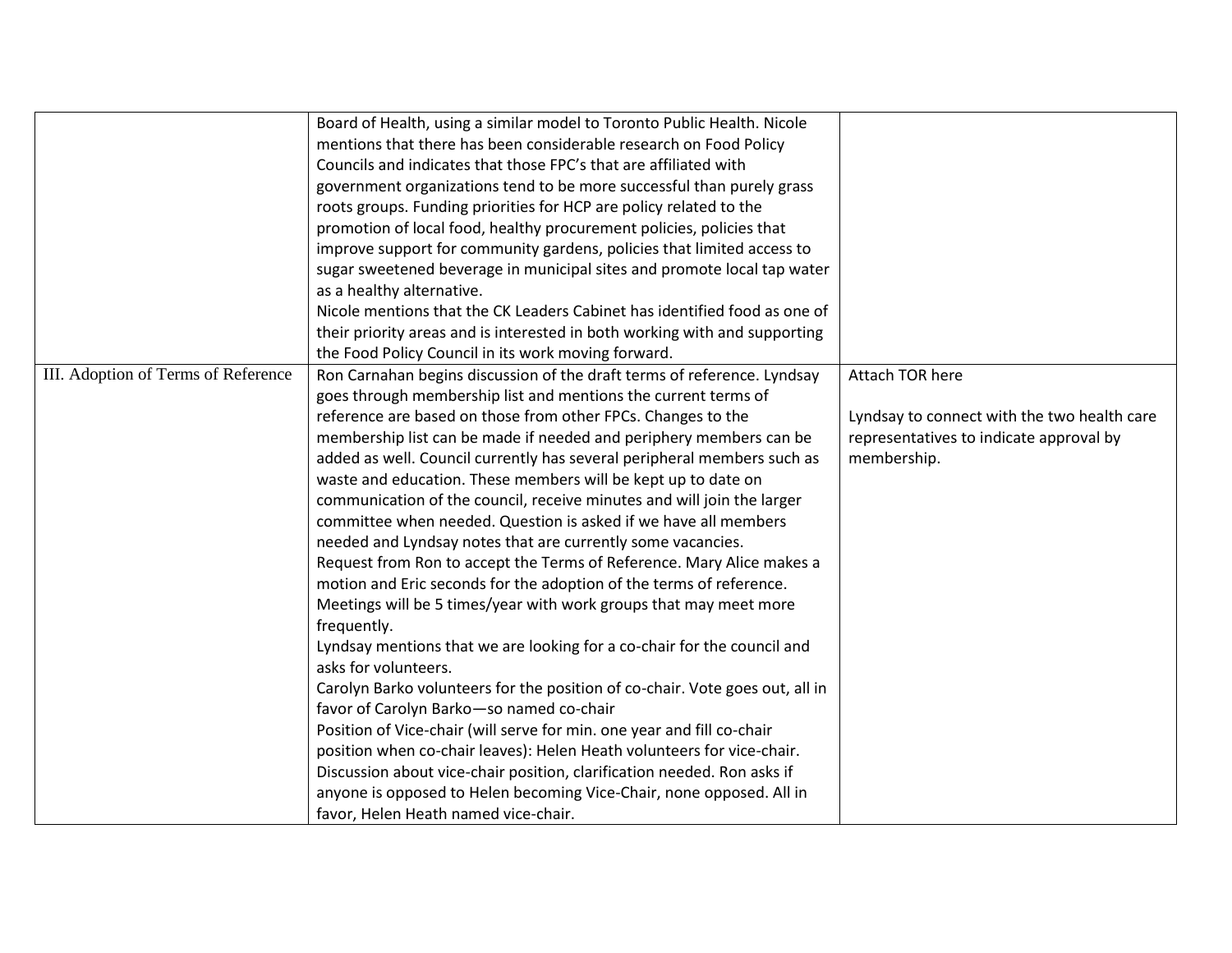| | | |
|---|---|---|
| | Board of Health, using a similar model to Toronto Public Health. Nicole mentions that there has been considerable research on Food Policy Councils and indicates that those FPC's that are affiliated with government organizations tend to be more successful than purely grass roots groups. Funding priorities for HCP are policy related to the promotion of local food, healthy procurement policies, policies that improve support for community gardens, policies that limited access to sugar sweetened beverage in municipal sites and promote local tap water as a healthy alternative.<br>Nicole mentions that the CK Leaders Cabinet has identified food as one of their priority areas and is interested in both working with and supporting the Food Policy Council in its work moving forward. | |
| III. Adoption of Terms of Reference | Ron Carnahan begins discussion of the draft terms of reference. Lyndsay goes through membership list and mentions the current terms of reference are based on those from other FPCs. Changes to the membership list can be made if needed and periphery members can be added as well. Council currently has several peripheral members such as waste and education. These members will be kept up to date on communication of the council, receive minutes and will join the larger committee when needed. Question is asked if we have all members needed and Lyndsay notes that are currently some vacancies.<br>Request from Ron to accept the Terms of Reference. Mary Alice makes a motion and Eric seconds for the adoption of the terms of reference. Meetings will be 5 times/year with work groups that may meet more frequently.<br>Lyndsay mentions that we are looking for a co-chair for the council and asks for volunteers.<br>Carolyn Barko volunteers for the position of co-chair. Vote goes out, all in favor of Carolyn Barko—so named co-chair<br>Position of Vice-chair (will serve for min. one year and fill co-chair position when co-chair leaves): Helen Heath volunteers for vice-chair. Discussion about vice-chair position, clarification needed. Ron asks if anyone is opposed to Helen becoming Vice-Chair, none opposed. All in favor, Helen Heath named vice-chair. | Attach TOR here<br><br>Lyndsay to connect with the two health care representatives to indicate approval by membership. |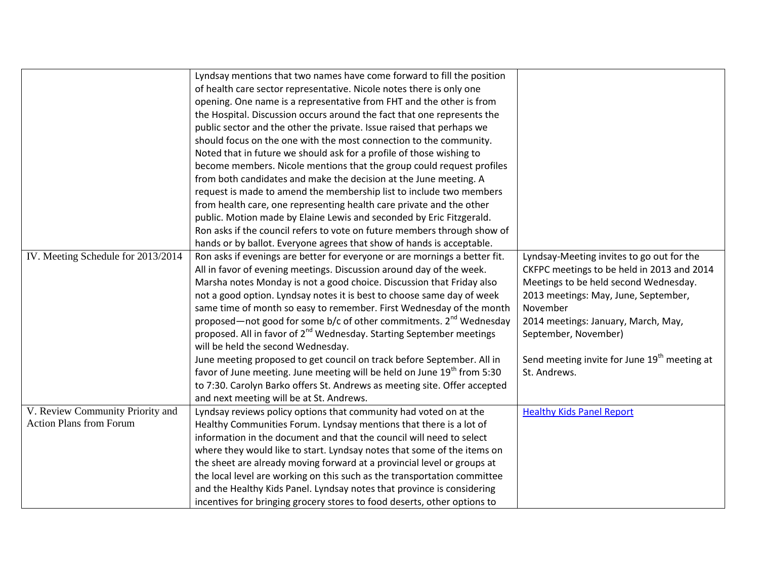| | | |
|---|---|---|
| | Lyndsay mentions that two names have come forward to fill the position of health care sector representative. Nicole notes there is only one opening. One name is a representative from FHT and the other is from the Hospital. Discussion occurs around the fact that one represents the public sector and the other the private. Issue raised that perhaps we should focus on the one with the most connection to the community. Noted that in future we should ask for a profile of those wishing to become members. Nicole mentions that the group could request profiles from both candidates and make the decision at the June meeting. A request is made to amend the membership list to include two members from health care, one representing health care private and the other public. Motion made by Elaine Lewis and seconded by Eric Fitzgerald. Ron asks if the council refers to vote on future members through show of hands or by ballot. Everyone agrees that show of hands is acceptable. | |
| IV. Meeting Schedule for 2013/2014 | Ron asks if evenings are better for everyone or are mornings a better fit. All in favor of evening meetings. Discussion around day of the week. Marsha notes Monday is not a good choice. Discussion that Friday also not a good option. Lyndsay notes it is best to choose same day of week same time of month so easy to remember. First Wednesday of the month proposed—not good for some b/c of other commitments. 2nd Wednesday proposed. All in favor of 2nd Wednesday. Starting September meetings will be held the second Wednesday.<br>June meeting proposed to get council on track before September. All in favor of June meeting. June meeting will be held on June 19th from 5:30 to 7:30. Carolyn Barko offers St. Andrews as meeting site. Offer accepted and next meeting will be at St. Andrews. | Lyndsay-Meeting invites to go out for the CKFPC meetings to be held in 2013 and 2014 Meetings to be held second Wednesday.<br>2013 meetings: May, June, September, November<br>2014 meetings: January, March, May, September, November)<br><br>Send meeting invite for June 19th meeting at St. Andrews. |
| V. Review Community Priority and Action Plans from Forum | Lyndsay reviews policy options that community had voted on at the Healthy Communities Forum. Lyndsay mentions that there is a lot of information in the document and that the council will need to select where they would like to start. Lyndsay notes that some of the items on the sheet are already moving forward at a provincial level or groups at the local level are working on this such as the transportation committee and the Healthy Kids Panel. Lyndsay notes that province is considering incentives for bringing grocery stores to food deserts, other options to | Healthy Kids Panel Report |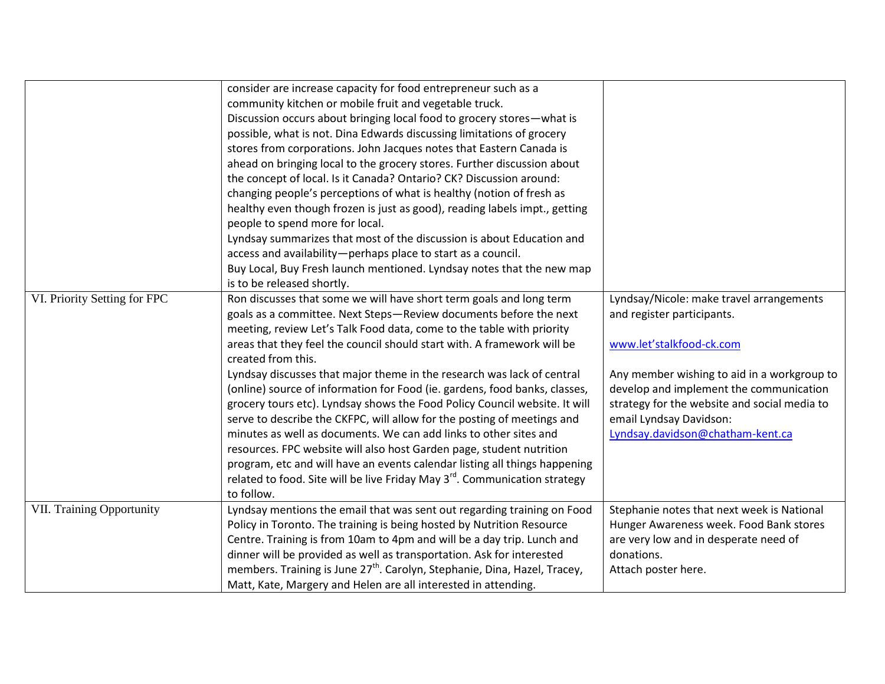| | | |
|---|---|---|
| | consider are increase capacity for food entrepreneur such as a community kitchen or mobile fruit and vegetable truck.<br>Discussion occurs about bringing local food to grocery stores—what is possible, what is not. Dina Edwards discussing limitations of grocery stores from corporations. John Jacques notes that Eastern Canada is ahead on bringing local to the grocery stores. Further discussion about the concept of local. Is it Canada? Ontario? CK? Discussion around: changing people's perceptions of what is healthy (notion of fresh as healthy even though frozen is just as good), reading labels impt., getting people to spend more for local.<br>Lyndsay summarizes that most of the discussion is about Education and access and availability—perhaps place to start as a council.<br>Buy Local, Buy Fresh launch mentioned. Lyndsay notes that the new map is to be released shortly. | |
| VI. Priority Setting for FPC | Ron discusses that some we will have short term goals and long term goals as a committee. Next Steps—Review documents before the next meeting, review Let's Talk Food data, come to the table with priority areas that they feel the council should start with. A framework will be created from this.<br>Lyndsay discusses that major theme in the research was lack of central (online) source of information for Food (ie. gardens, food banks, classes, grocery tours etc). Lyndsay shows the Food Policy Council website. It will serve to describe the CKFPC, will allow for the posting of meetings and minutes as well as documents. We can add links to other sites and resources. FPC website will also host Garden page, student nutrition program, etc and will have an events calendar listing all things happening related to food. Site will be live Friday May 3rd. Communication strategy to follow. | Lyndsay/Nicole: make travel arrangements and register participants.<br><br>www.let'stalkfood-ck.com<br><br>Any member wishing to aid in a workgroup to develop and implement the communication strategy for the website and social media to email Lyndsay Davidson: Lyndsay.davidson@chatham-kent.ca |
| VII. Training Opportunity | Lyndsay mentions the email that was sent out regarding training on Food Policy in Toronto. The training is being hosted by Nutrition Resource Centre. Training is from 10am to 4pm and will be a day trip. Lunch and dinner will be provided as well as transportation. Ask for interested members. Training is June 27th. Carolyn, Stephanie, Dina, Hazel, Tracey, Matt, Kate, Margery and Helen are all interested in attending. | Stephanie notes that next week is National Hunger Awareness week. Food Bank stores are very low and in desperate need of donations.<br>Attach poster here. |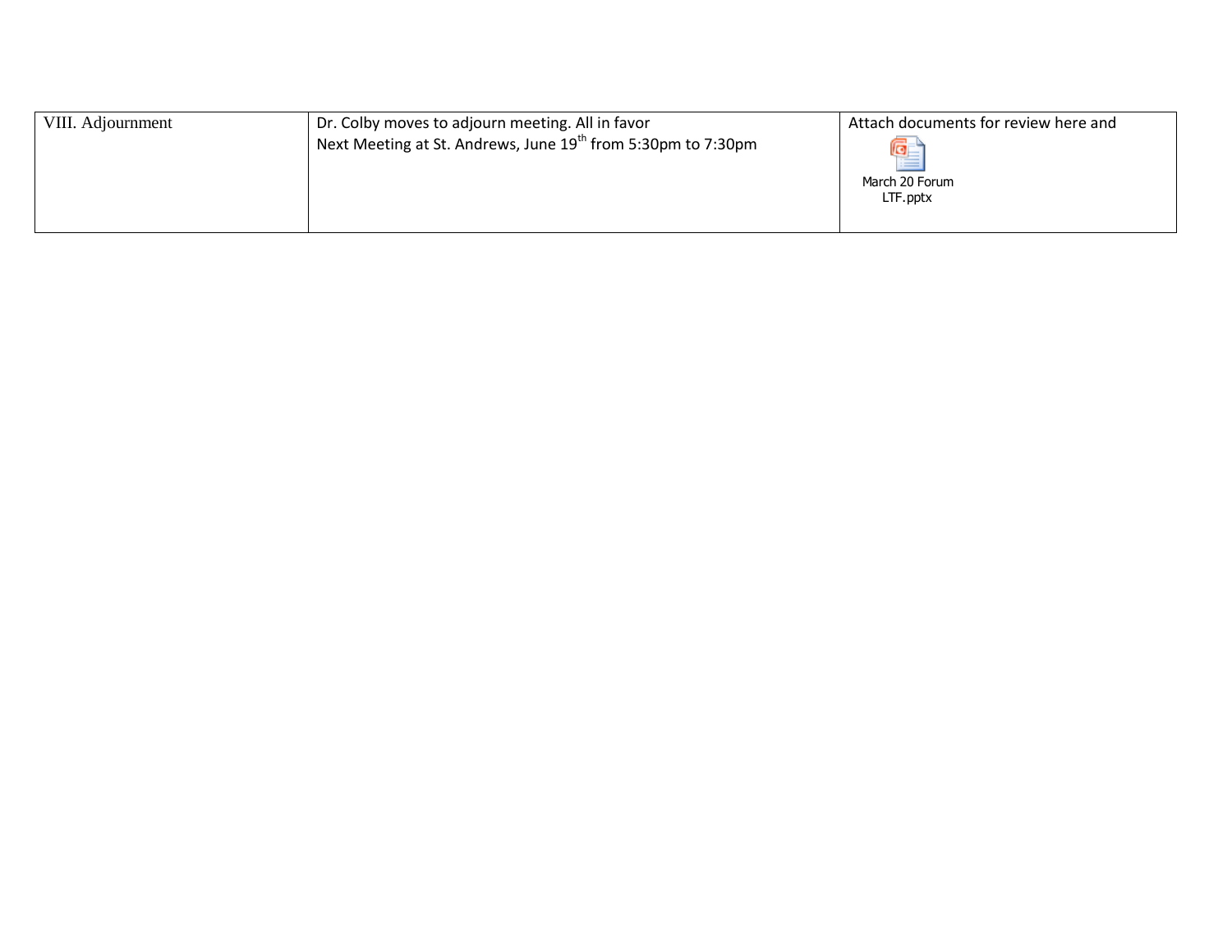| | | |
|---|---|---|
| VIII. Adjournment | Dr. Colby moves to adjourn meeting. All in favor<br>Next Meeting at St. Andrews, June 19th from 5:30pm to 7:30pm | Attach documents for review here and<br>March 20 Forum LTF.pptx |